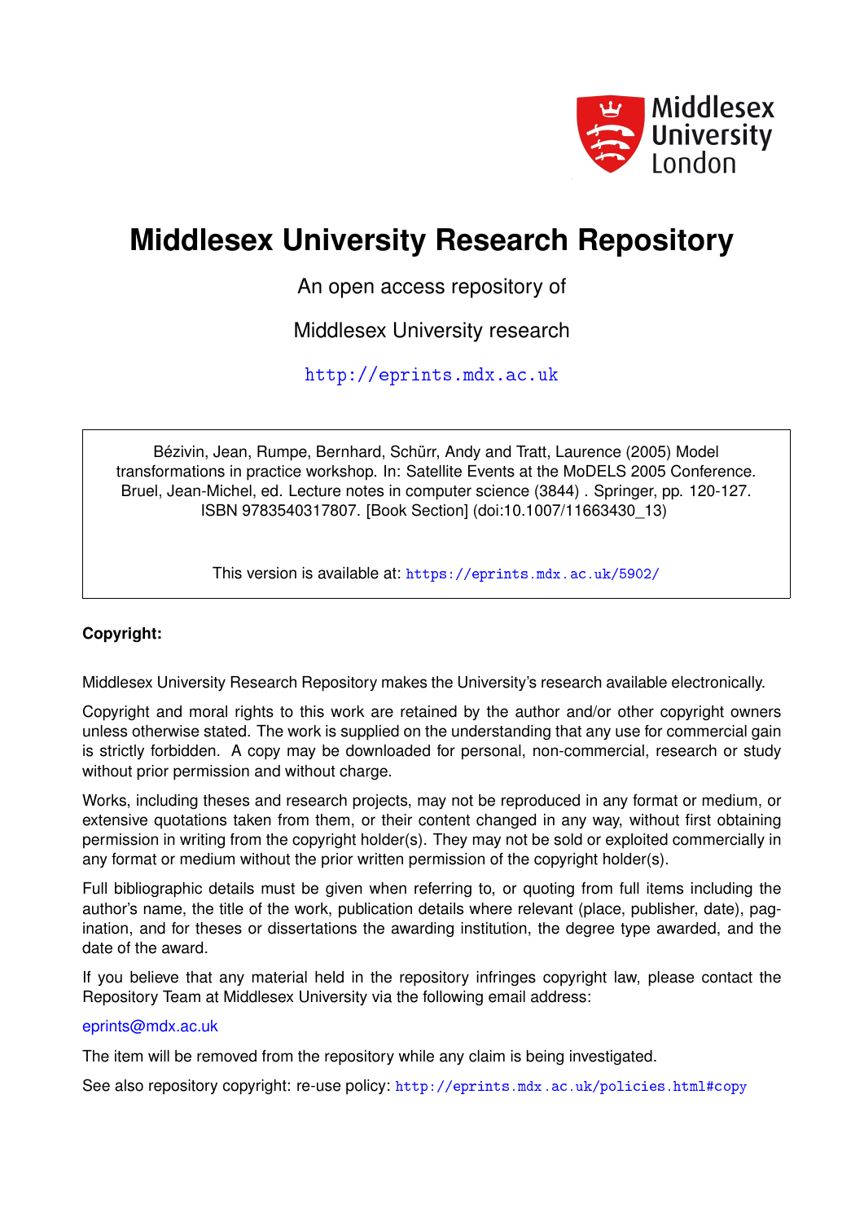# Middlesex University Research Repository

An open access repository of

Middlesex University research

http://eprints.mdx.ac.uk

Bézivin, Jean, Rumpe, Bernhard, Schürr, Andy and Tratt, Laurence (2005) Model transformations in practice workshop. In: Satellite Events at the MoDELS 2005 Conference. Bruel, Jean-Michel, ed. Lecture notes in computer science (3844) . Springer, pp. 120-127. ISBN 9783540317807. [Book Section] (doi:10.1007/11663430_13)

This version is available at: https://eprints.mdx.ac.uk/5902/

**Copyright:**

Middlesex University Research Repository makes the University's research available electronically.

Copyright and moral rights to this work are retained by the author and/or other copyright owners unless otherwise stated. The work is supplied on the understanding that any use for commercial gain is strictly forbidden. A copy may be downloaded for personal, non-commercial, research or study without prior permission and without charge.

Works, including theses and research projects, may not be reproduced in any format or medium, or extensive quotations taken from them, or their content changed in any way, without first obtaining permission in writing from the copyright holder(s). They may not be sold or exploited commercially in any format or medium without the prior written permission of the copyright holder(s).

Full bibliographic details must be given when referring to, or quoting from full items including the author's name, the title of the work, publication details where relevant (place, publisher, date), pagination, and for theses or dissertations the awarding institution, the degree type awarded, and the date of the award.

If you believe that any material held in the repository infringes copyright law, please contact the Repository Team at Middlesex University via the following email address:

eprints@mdx.ac.uk

The item will be removed from the repository while any claim is being investigated.

See also repository copyright: re-use policy: http://eprints.mdx.ac.uk/policies.html#copy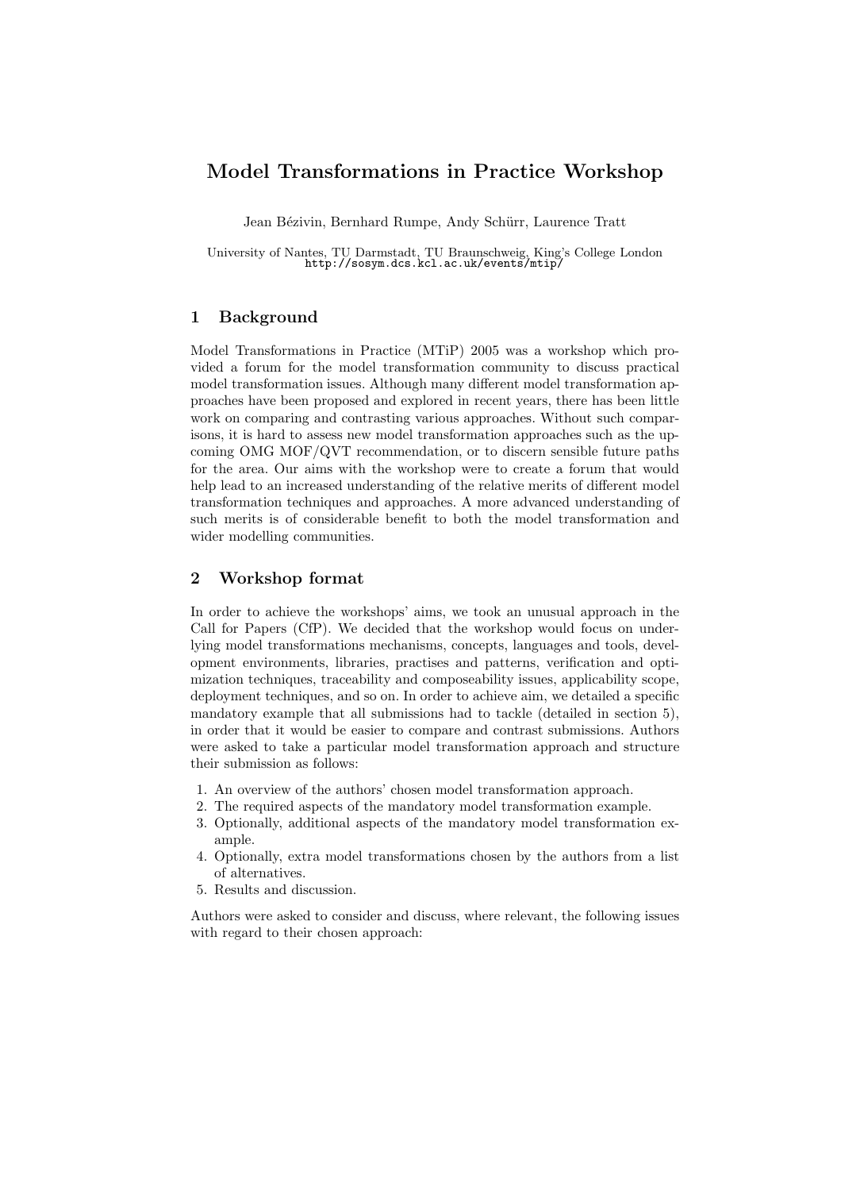# Model Transformations in Practice Workshop

Jean Bézivin, Bernhard Rumpe, Andy Schürr, Laurence Tratt

University of Nantes, TU Darmstadt, TU Braunschweig, King's College London
http://sosym.dcs.kcl.ac.uk/events/mtip/

## 1 Background

Model Transformations in Practice (MTiP) 2005 was a workshop which provided a forum for the model transformation community to discuss practical model transformation issues. Although many different model transformation approaches have been proposed and explored in recent years, there has been little work on comparing and contrasting various approaches. Without such comparisons, it is hard to assess new model transformation approaches such as the upcoming OMG MOF/QVT recommendation, or to discern sensible future paths for the area. Our aims with the workshop were to create a forum that would help lead to an increased understanding of the relative merits of different model transformation techniques and approaches. A more advanced understanding of such merits is of considerable benefit to both the model transformation and wider modelling communities.

## 2 Workshop format

In order to achieve the workshops' aims, we took an unusual approach in the Call for Papers (CfP). We decided that the workshop would focus on underlying model transformations mechanisms, concepts, languages and tools, development environments, libraries, practises and patterns, verification and optimization techniques, traceability and composeability issues, applicability scope, deployment techniques, and so on. In order to achieve aim, we detailed a specific mandatory example that all submissions had to tackle (detailed in section 5), in order that it would be easier to compare and contrast submissions. Authors were asked to take a particular model transformation approach and structure their submission as follows:

1. An overview of the authors' chosen model transformation approach.
2. The required aspects of the mandatory model transformation example.
3. Optionally, additional aspects of the mandatory model transformation example.
4. Optionally, extra model transformations chosen by the authors from a list of alternatives.
5. Results and discussion.

Authors were asked to consider and discuss, where relevant, the following issues with regard to their chosen approach: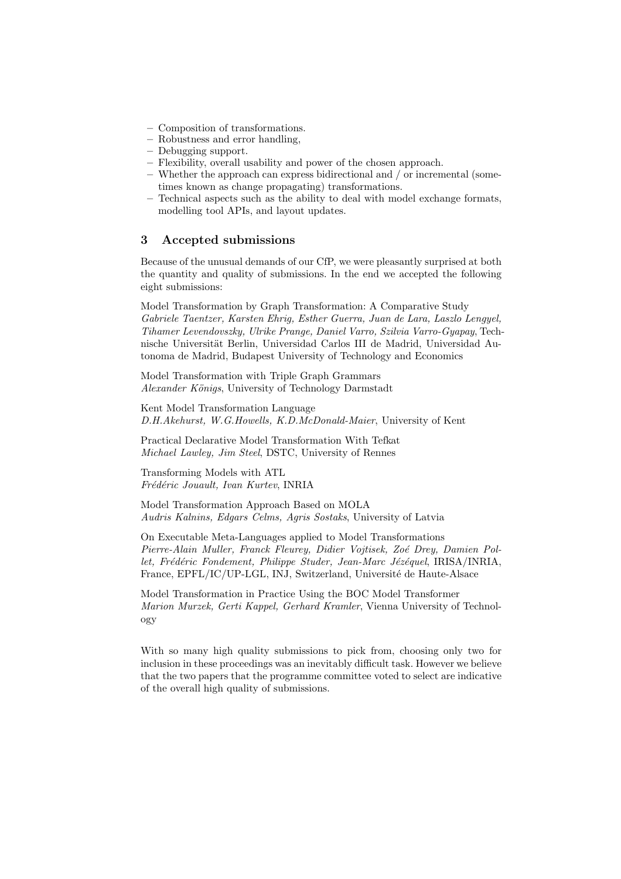- Composition of transformations.
- Robustness and error handling,
- Debugging support.
- Flexibility, overall usability and power of the chosen approach.
- Whether the approach can express bidirectional and / or incremental (sometimes known as change propagating) transformations.
- Technical aspects such as the ability to deal with model exchange formats, modelling tool APIs, and layout updates.

## 3 Accepted submissions

Because of the unusual demands of our CfP, we were pleasantly surprised at both the quantity and quality of submissions. In the end we accepted the following eight submissions:

Model Transformation by Graph Transformation: A Comparative Study
*Gabriele Taentzer, Karsten Ehrig, Esther Guerra, Juan de Lara, Laszlo Lengyel, Tihamer Levendovszky, Ulrike Prange, Daniel Varro, Szilvia Varro-Gyapay*, Technische Universität Berlin, Universidad Carlos III de Madrid, Universidad Autonoma de Madrid, Budapest University of Technology and Economics

Model Transformation with Triple Graph Grammars
*Alexander Königs*, University of Technology Darmstadt

Kent Model Transformation Language
*D.H.Akehurst, W.G.Howells, K.D.McDonald-Maier*, University of Kent

Practical Declarative Model Transformation With Tefkat
*Michael Lawley, Jim Steel*, DSTC, University of Rennes

Transforming Models with ATL
*Frédéric Jouault, Ivan Kurtev*, INRIA

Model Transformation Approach Based on MOLA
*Audris Kalnins, Edgars Celms, Agris Sostaks*, University of Latvia

On Executable Meta-Languages applied to Model Transformations
*Pierre-Alain Muller, Franck Fleurey, Didier Vojtisek, Zoé Drey, Damien Pollet, Frédéric Fondement, Philippe Studer, Jean-Marc Jézéquel*, IRISA/INRIA, France, EPFL/IC/UP-LGL, INJ, Switzerland, Université de Haute-Alsace

Model Transformation in Practice Using the BOC Model Transformer
*Marion Murzek, Gerti Kappel, Gerhard Kramler*, Vienna University of Technology

With so many high quality submissions to pick from, choosing only two for inclusion in these proceedings was an inevitably difficult task. However we believe that the two papers that the programme committee voted to select are indicative of the overall high quality of submissions.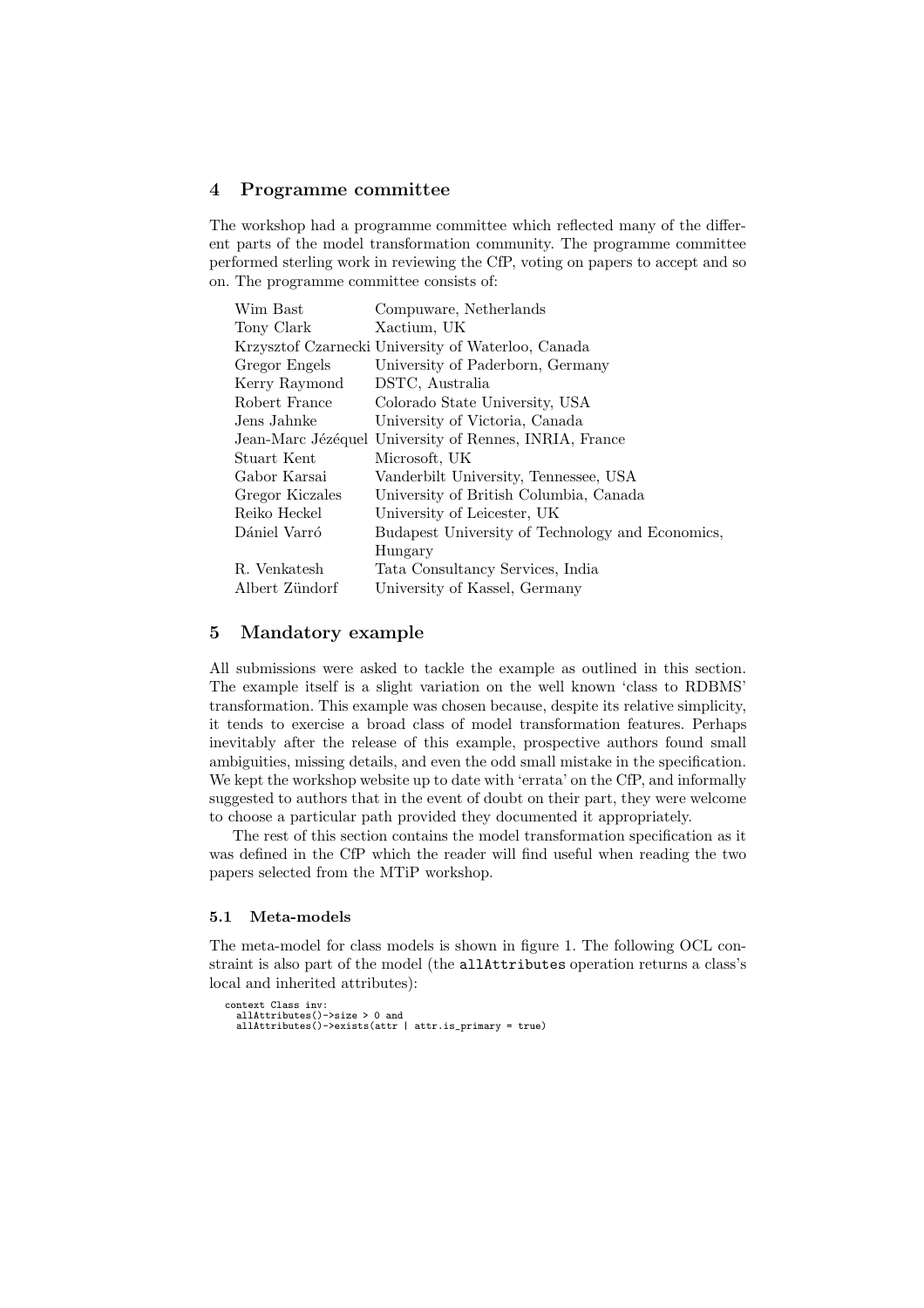## 4 Programme committee

The workshop had a programme committee which reflected many of the different parts of the model transformation community. The programme committee performed sterling work in reviewing the CfP, voting on papers to accept and so on. The programme committee consists of:

| | |
|---|---|
| Wim Bast | Compuware, Netherlands |
| Tony Clark | Xactium, UK |
| Krzysztof Czarnecki | University of Waterloo, Canada |
| Gregor Engels | University of Paderborn, Germany |
| Kerry Raymond | DSTC, Australia |
| Robert France | Colorado State University, USA |
| Jens Jahnke | University of Victoria, Canada |
| Jean-Marc Jézéquel | University of Rennes, INRIA, France |
| Stuart Kent | Microsoft, UK |
| Gabor Karsai | Vanderbilt University, Tennessee, USA |
| Gregor Kiczales | University of British Columbia, Canada |
| Reiko Heckel | University of Leicester, UK |
| Dániel Varró | Budapest University of Technology and Economics, Hungary |
| R. Venkatesh | Tata Consultancy Services, India |
| Albert Zündorf | University of Kassel, Germany |

## 5 Mandatory example

All submissions were asked to tackle the example as outlined in this section. The example itself is a slight variation on the well known 'class to RDBMS' transformation. This example was chosen because, despite its relative simplicity, it tends to exercise a broad class of model transformation features. Perhaps inevitably after the release of this example, prospective authors found small ambiguities, missing details, and even the odd small mistake in the specification. We kept the workshop website up to date with 'errata' on the CfP, and informally suggested to authors that in the event of doubt on their part, they were welcome to choose a particular path provided they documented it appropriately.

The rest of this section contains the model transformation specification as it was defined in the CfP which the reader will find useful when reading the two papers selected from the MTiP workshop.

### 5.1 Meta-models

The meta-model for class models is shown in figure 1. The following OCL constraint is also part of the model (the `allAttributes` operation returns a class's local and inherited attributes):

```
context Class inv:
  allAttributes()->size > 0 and
  allAttributes()->exists(attr | attr.is_primary = true)
```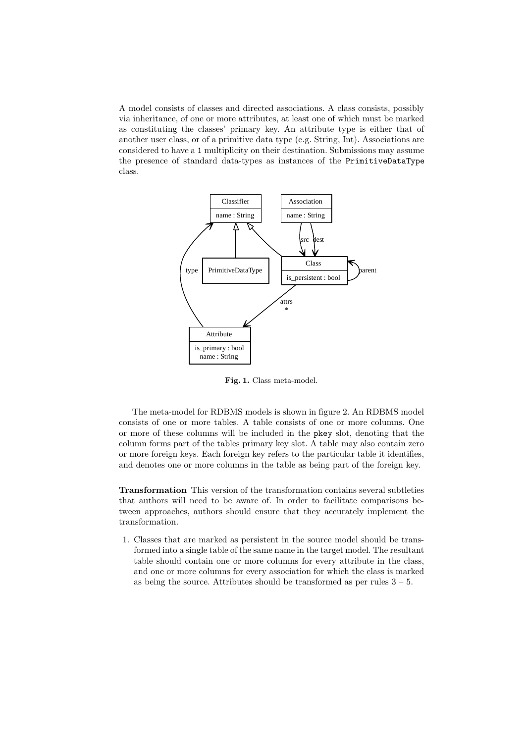A model consists of classes and directed associations. A class consists, possibly via inheritance, of one or more attributes, at least one of which must be marked as constituting the classes' primary key. An attribute type is either that of another user class, or of a primitive data type (e.g. String, Int). Associations are considered to have a `1` multiplicity on their destination. Submissions may assume the presence of standard data-types as instances of the `PrimitiveDataType` class.

**Fig. 1.** Class meta-model.

The meta-model for RDBMS models is shown in figure 2. An RDBMS model consists of one or more tables. A table consists of one or more columns. One or more of these columns will be included in the `pkey` slot, denoting that the column forms part of the tables primary key slot. A table may also contain zero or more foreign keys. Each foreign key refers to the particular table it identifies, and denotes one or more columns in the table as being part of the foreign key.

**Transformation** This version of the transformation contains several subtleties that authors will need to be aware of. In order to facilitate comparisons between approaches, authors should ensure that they accurately implement the transformation.

1. Classes that are marked as persistent in the source model should be transformed into a single table of the same name in the target model. The resultant table should contain one or more columns for every attribute in the class, and one or more columns for every association for which the class is marked as being the source. Attributes should be transformed as per rules 3 – 5.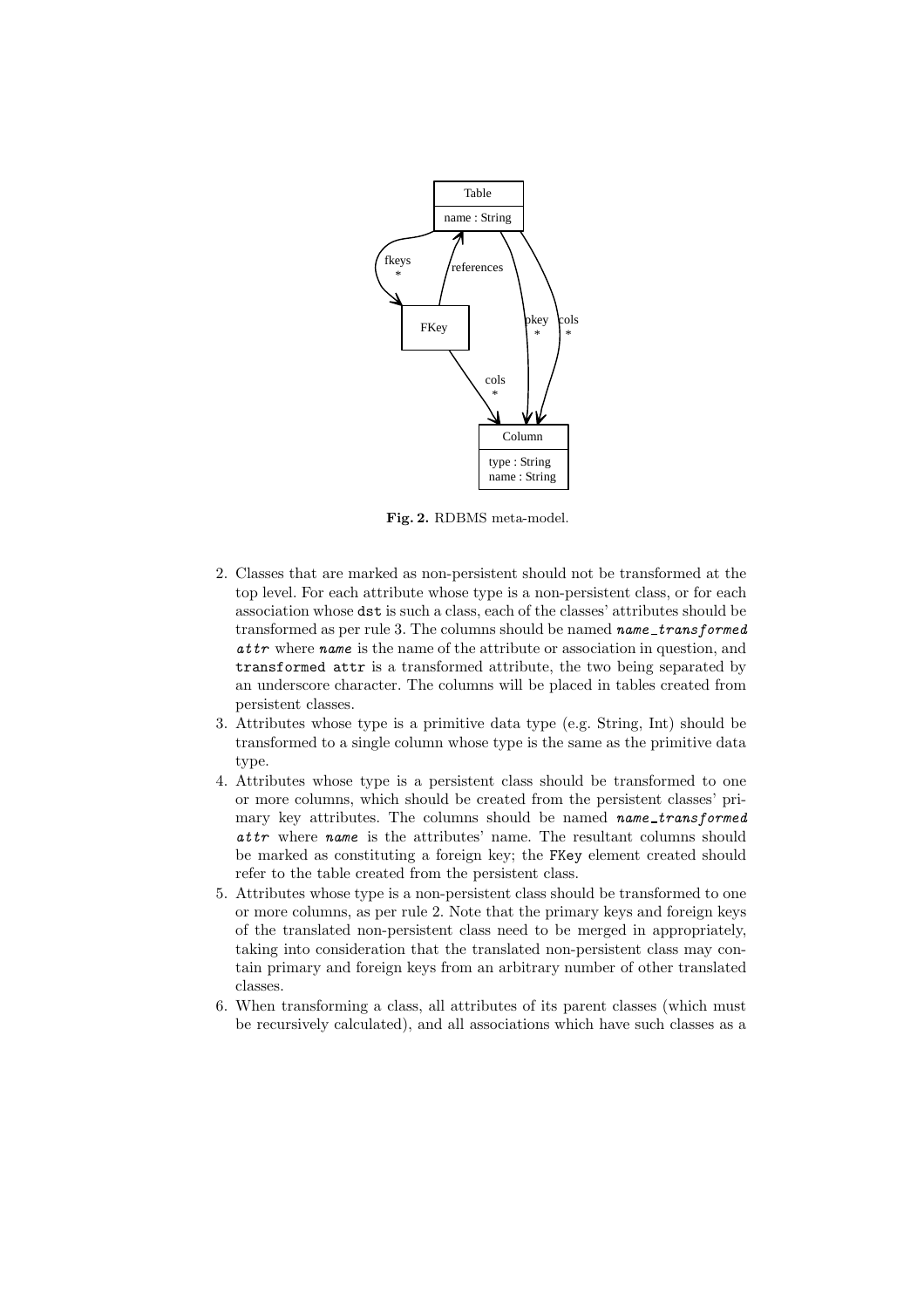**Fig. 2.** RDBMS meta-model.

2. Classes that are marked as non-persistent should not be transformed at the top level. For each attribute whose type is a non-persistent class, or for each association whose `dst` is such a class, each of the classes' attributes should be transformed as per rule 3. The columns should be named *name_transformed attr* where *name* is the name of the attribute or association in question, and `transformed attr` is a transformed attribute, the two being separated by an underscore character. The columns will be placed in tables created from persistent classes.
3. Attributes whose type is a primitive data type (e.g. String, Int) should be transformed to a single column whose type is the same as the primitive data type.
4. Attributes whose type is a persistent class should be transformed to one or more columns, which should be created from the persistent classes' primary key attributes. The columns should be named *name_transformed attr* where *name* is the attributes' name. The resultant columns should be marked as constituting a foreign key; the `FKey` element created should refer to the table created from the persistent class.
5. Attributes whose type is a non-persistent class should be transformed to one or more columns, as per rule 2. Note that the primary keys and foreign keys of the translated non-persistent class need to be merged in appropriately, taking into consideration that the translated non-persistent class may contain primary and foreign keys from an arbitrary number of other translated classes.
6. When transforming a class, all attributes of its parent classes (which must be recursively calculated), and all associations which have such classes as a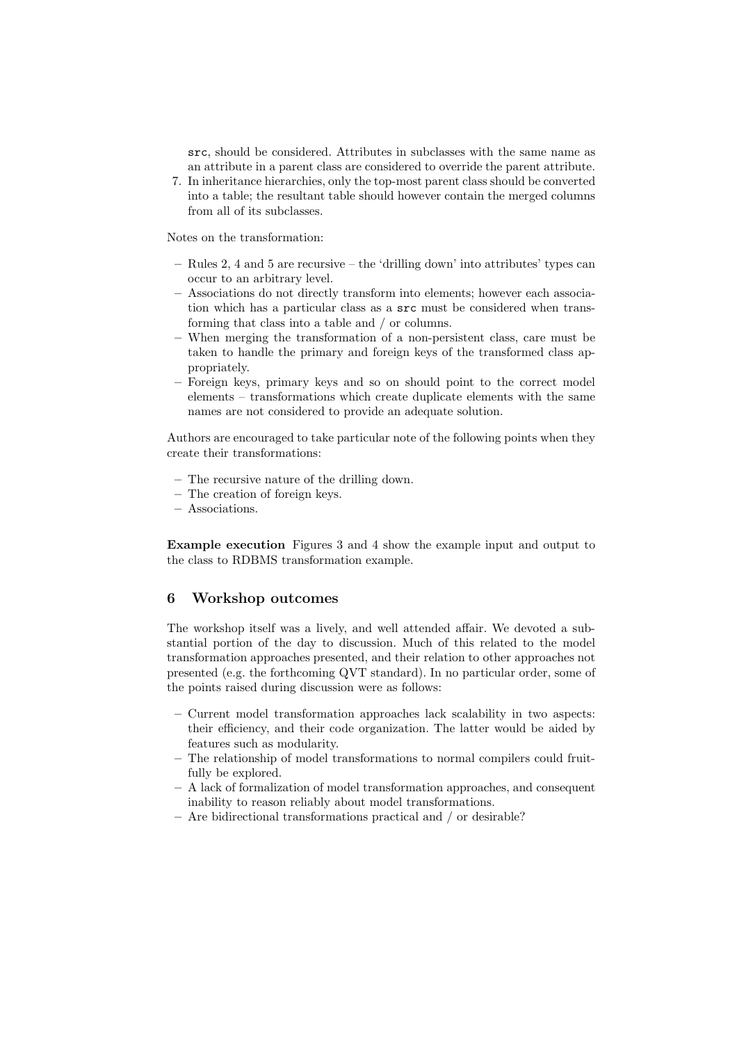src, should be considered. Attributes in subclasses with the same name as an attribute in a parent class are considered to override the parent attribute.

7. In inheritance hierarchies, only the top-most parent class should be converted into a table; the resultant table should however contain the merged columns from all of its subclasses.

Notes on the transformation:

- Rules 2, 4 and 5 are recursive – the 'drilling down' into attributes' types can occur to an arbitrary level.
- Associations do not directly transform into elements; however each association which has a particular class as a `src` must be considered when transforming that class into a table and / or columns.
- When merging the transformation of a non-persistent class, care must be taken to handle the primary and foreign keys of the transformed class appropriately.
- Foreign keys, primary keys and so on should point to the correct model elements – transformations which create duplicate elements with the same names are not considered to provide an adequate solution.

Authors are encouraged to take particular note of the following points when they create their transformations:

- The recursive nature of the drilling down.
- The creation of foreign keys.
- Associations.

**Example execution** Figures 3 and 4 show the example input and output to the class to RDBMS transformation example.

## 6 Workshop outcomes

The workshop itself was a lively, and well attended affair. We devoted a substantial portion of the day to discussion. Much of this related to the model transformation approaches presented, and their relation to other approaches not presented (e.g. the forthcoming QVT standard). In no particular order, some of the points raised during discussion were as follows:

- Current model transformation approaches lack scalability in two aspects: their efficiency, and their code organization. The latter would be aided by features such as modularity.
- The relationship of model transformations to normal compilers could fruitfully be explored.
- A lack of formalization of model transformation approaches, and consequent inability to reason reliably about model transformations.
- Are bidirectional transformations practical and / or desirable?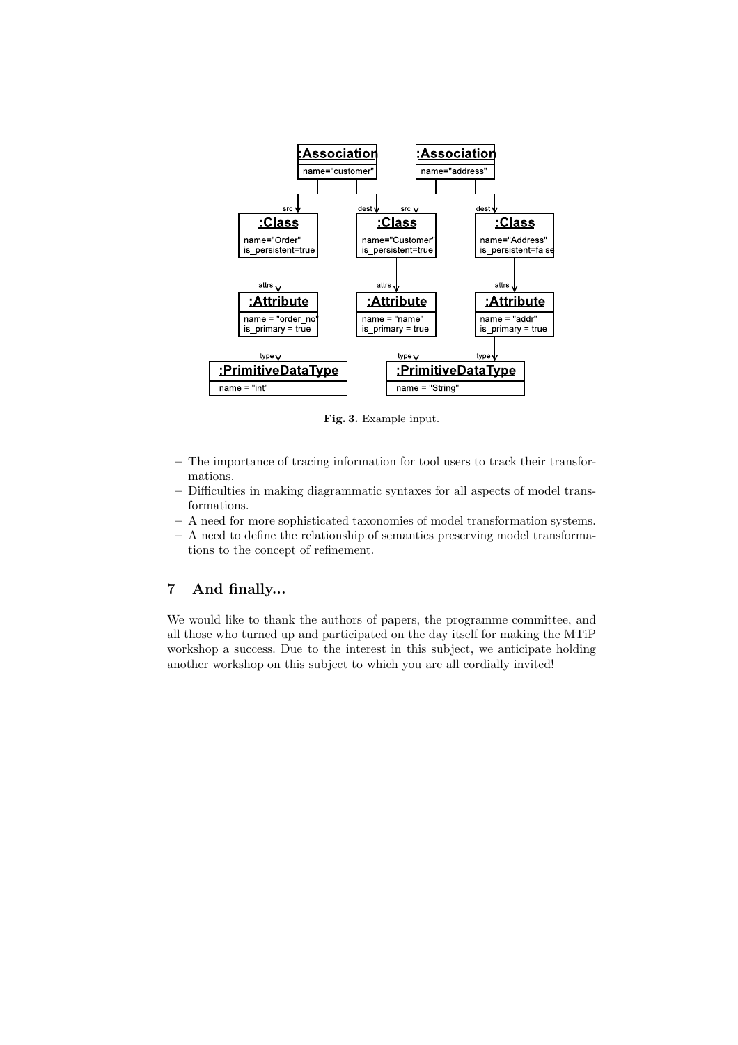Fig. 3. Example input.

- The importance of tracing information for tool users to track their transformations.
- Difficulties in making diagrammatic syntaxes for all aspects of model transformations.
- A need for more sophisticated taxonomies of model transformation systems.
- A need to define the relationship of semantics preserving model transformations to the concept of refinement.

## 7 And finally...

We would like to thank the authors of papers, the programme committee, and all those who turned up and participated on the day itself for making the MTiP workshop a success. Due to the interest in this subject, we anticipate holding another workshop on this subject to which you are all cordially invited!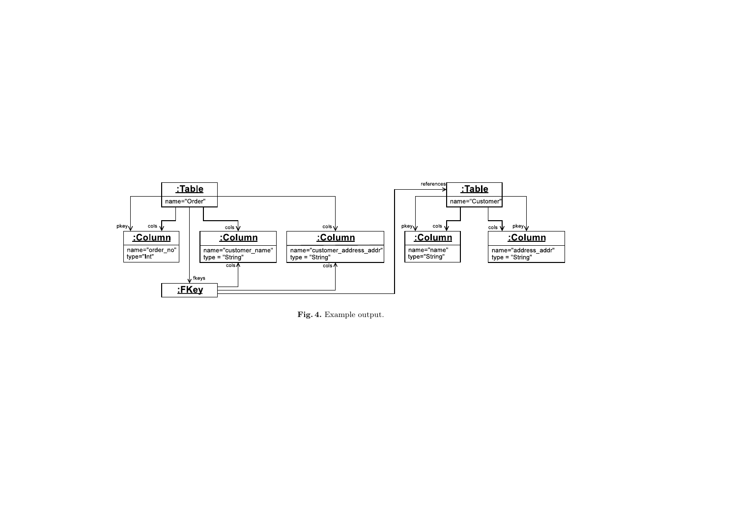:Table
name="Order"

pkey
cols
cols
cols

:Column
name="order_no"
type="Int"

:Column
name="customer_name"
type = "String"

:Column
name="customer_address_addr"
type = "String"

fkeys
cols
cols

:FKey

references

:Table
name="Customer"

pkey
cols
cols
pkey

:Column
name="name"
type="String"

:Column
name="address_addr"
type = "String"

**Fig. 4.** Example output.